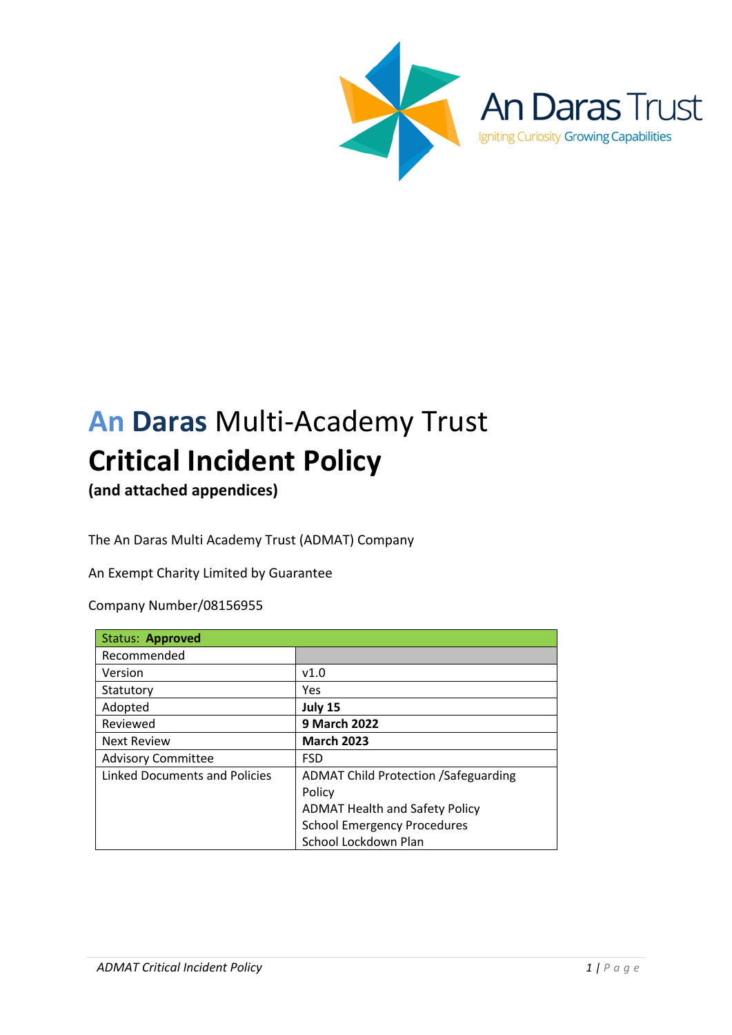An Daras Trust

Igniting Curiosity Growing Capabilities

# An Daras Multi-Academy Trust

# Critical Incident Policy

**(and attached appendices)**

The An Daras Multi Academy Trust (ADMAT) Company

An Exempt Charity Limited by Guarantee

Company Number/08156955

| Status: **Approved** | |
|---|---|
| Recommended | |
| Version | v1.0 |
| Statutory | Yes |
| Adopted | **July 15** |
| Reviewed | **9 March 2022** |
| Next Review | **March 2023** |
| Advisory Committee | FSD |
| Linked Documents and Policies | ADMAT Child Protection /Safeguarding Policy<br>ADMAT Health and Safety Policy<br>School Emergency Procedures<br>School Lockdown Plan |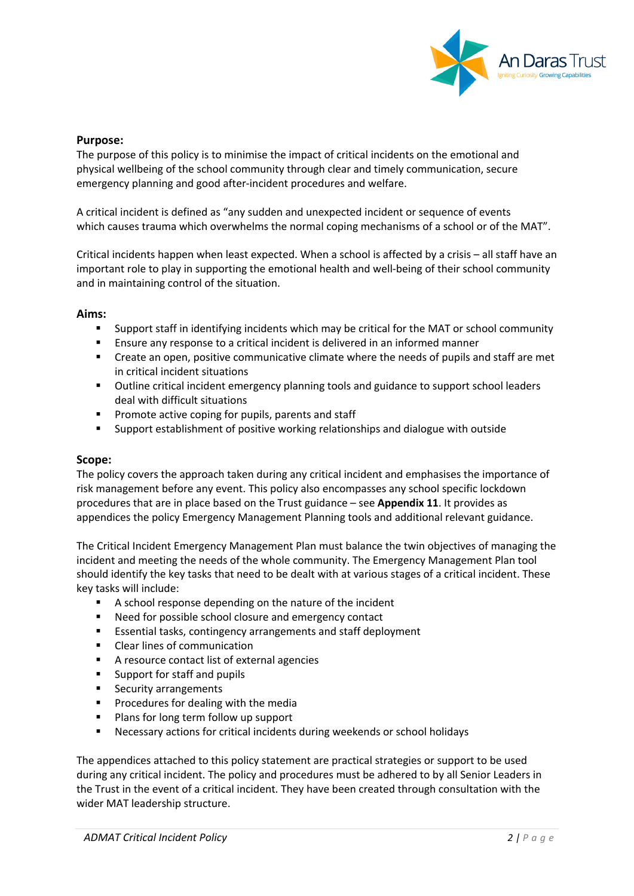**Purpose:**

The purpose of this policy is to minimise the impact of critical incidents on the emotional and physical wellbeing of the school community through clear and timely communication, secure emergency planning and good after-incident procedures and welfare.

A critical incident is defined as "any sudden and unexpected incident or sequence of events which causes trauma which overwhelms the normal coping mechanisms of a school or of the MAT".

Critical incidents happen when least expected. When a school is affected by a crisis – all staff have an important role to play in supporting the emotional health and well-being of their school community and in maintaining control of the situation.

**Aims:**

- Support staff in identifying incidents which may be critical for the MAT or school community
- Ensure any response to a critical incident is delivered in an informed manner
- Create an open, positive communicative climate where the needs of pupils and staff are met in critical incident situations
- Outline critical incident emergency planning tools and guidance to support school leaders deal with difficult situations
- Promote active coping for pupils, parents and staff
- Support establishment of positive working relationships and dialogue with outside

**Scope:**

The policy covers the approach taken during any critical incident and emphasises the importance of risk management before any event. This policy also encompasses any school specific lockdown procedures that are in place based on the Trust guidance – see **Appendix 11**. It provides as appendices the policy Emergency Management Planning tools and additional relevant guidance.

The Critical Incident Emergency Management Plan must balance the twin objectives of managing the incident and meeting the needs of the whole community. The Emergency Management Plan tool should identify the key tasks that need to be dealt with at various stages of a critical incident. These key tasks will include:

- A school response depending on the nature of the incident
- Need for possible school closure and emergency contact
- Essential tasks, contingency arrangements and staff deployment
- Clear lines of communication
- A resource contact list of external agencies
- Support for staff and pupils
- Security arrangements
- Procedures for dealing with the media
- Plans for long term follow up support
- Necessary actions for critical incidents during weekends or school holidays

The appendices attached to this policy statement are practical strategies or support to be used during any critical incident. The policy and procedures must be adhered to by all Senior Leaders in the Trust in the event of a critical incident. They have been created through consultation with the wider MAT leadership structure.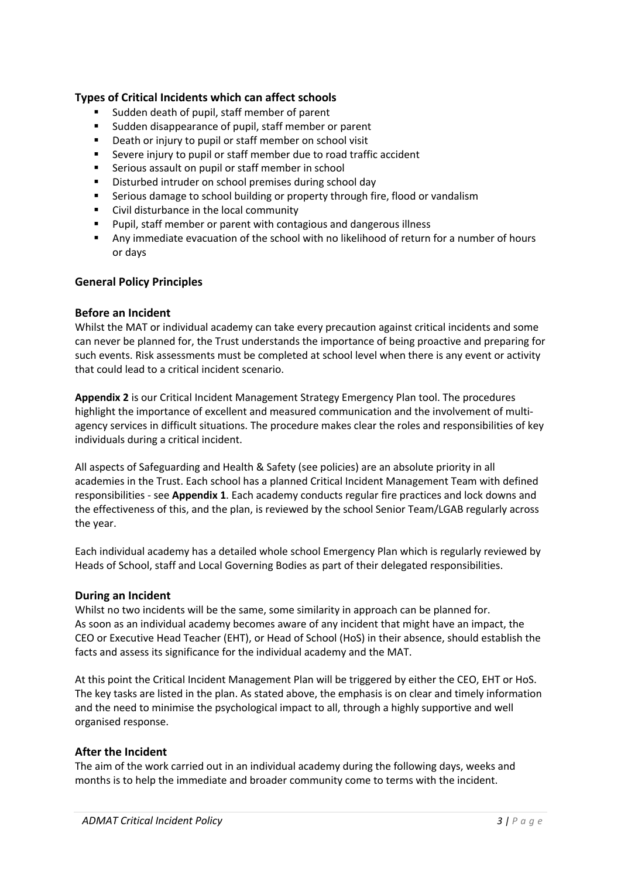### Types of Critical Incidents which can affect schools

- Sudden death of pupil, staff member of parent
- Sudden disappearance of pupil, staff member or parent
- Death or injury to pupil or staff member on school visit
- Severe injury to pupil or staff member due to road traffic accident
- Serious assault on pupil or staff member in school
- Disturbed intruder on school premises during school day
- Serious damage to school building or property through fire, flood or vandalism
- Civil disturbance in the local community
- Pupil, staff member or parent with contagious and dangerous illness
- Any immediate evacuation of the school with no likelihood of return for a number of hours or days

### General Policy Principles

### Before an Incident

Whilst the MAT or individual academy can take every precaution against critical incidents and some can never be planned for, the Trust understands the importance of being proactive and preparing for such events. Risk assessments must be completed at school level when there is any event or activity that could lead to a critical incident scenario.

**Appendix 2** is our Critical Incident Management Strategy Emergency Plan tool. The procedures highlight the importance of excellent and measured communication and the involvement of multi-agency services in difficult situations. The procedure makes clear the roles and responsibilities of key individuals during a critical incident.

All aspects of Safeguarding and Health & Safety (see policies) are an absolute priority in all academies in the Trust. Each school has a planned Critical Incident Management Team with defined responsibilities - see **Appendix 1**. Each academy conducts regular fire practices and lock downs and the effectiveness of this, and the plan, is reviewed by the school Senior Team/LGAB regularly across the year.

Each individual academy has a detailed whole school Emergency Plan which is regularly reviewed by Heads of School, staff and Local Governing Bodies as part of their delegated responsibilities.

### During an Incident

Whilst no two incidents will be the same, some similarity in approach can be planned for. As soon as an individual academy becomes aware of any incident that might have an impact, the CEO or Executive Head Teacher (EHT), or Head of School (HoS) in their absence, should establish the facts and assess its significance for the individual academy and the MAT.

At this point the Critical Incident Management Plan will be triggered by either the CEO, EHT or HoS. The key tasks are listed in the plan. As stated above, the emphasis is on clear and timely information and the need to minimise the psychological impact to all, through a highly supportive and well organised response.

### After the Incident

The aim of the work carried out in an individual academy during the following days, weeks and months is to help the immediate and broader community come to terms with the incident.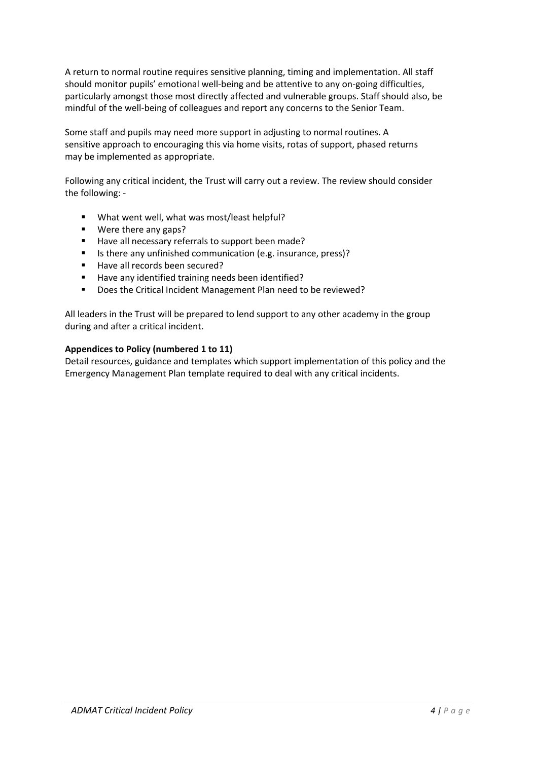A return to normal routine requires sensitive planning, timing and implementation. All staff should monitor pupils' emotional well-being and be attentive to any on-going difficulties, particularly amongst those most directly affected and vulnerable groups. Staff should also, be mindful of the well-being of colleagues and report any concerns to the Senior Team.

Some staff and pupils may need more support in adjusting to normal routines. A sensitive approach to encouraging this via home visits, rotas of support, phased returns may be implemented as appropriate.

Following any critical incident, the Trust will carry out a review. The review should consider the following: -

- What went well, what was most/least helpful?
- Were there any gaps?
- Have all necessary referrals to support been made?
- Is there any unfinished communication (e.g. insurance, press)?
- Have all records been secured?
- Have any identified training needs been identified?
- Does the Critical Incident Management Plan need to be reviewed?

All leaders in the Trust will be prepared to lend support to any other academy in the group during and after a critical incident.

**Appendices to Policy (numbered 1 to 11)**

Detail resources, guidance and templates which support implementation of this policy and the Emergency Management Plan template required to deal with any critical incidents.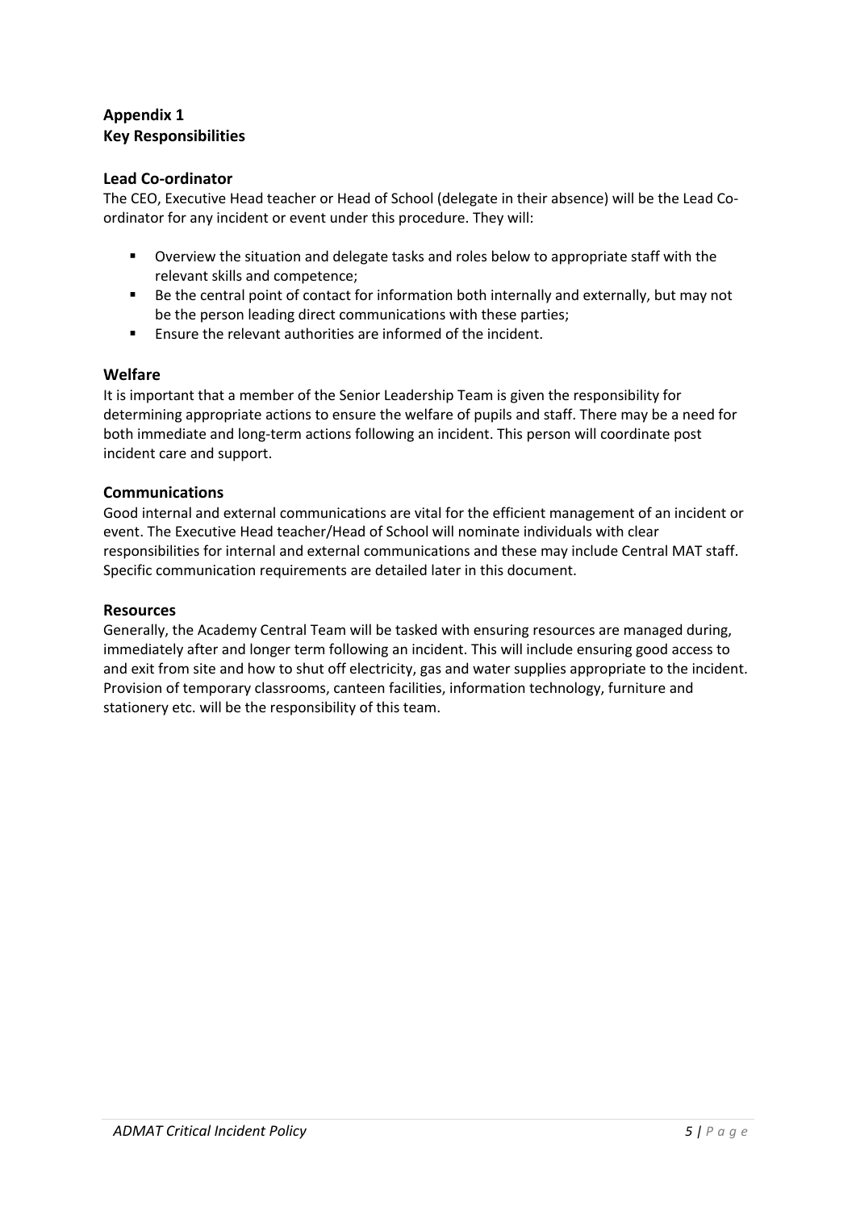## Appendix 1
## Key Responsibilities

### Lead Co-ordinator

The CEO, Executive Head teacher or Head of School (delegate in their absence) will be the Lead Co-ordinator for any incident or event under this procedure. They will:

- Overview the situation and delegate tasks and roles below to appropriate staff with the relevant skills and competence;
- Be the central point of contact for information both internally and externally, but may not be the person leading direct communications with these parties;
- Ensure the relevant authorities are informed of the incident.

### Welfare

It is important that a member of the Senior Leadership Team is given the responsibility for determining appropriate actions to ensure the welfare of pupils and staff. There may be a need for both immediate and long-term actions following an incident. This person will coordinate post incident care and support.

### Communications

Good internal and external communications are vital for the efficient management of an incident or event. The Executive Head teacher/Head of School will nominate individuals with clear responsibilities for internal and external communications and these may include Central MAT staff. Specific communication requirements are detailed later in this document.

### Resources

Generally, the Academy Central Team will be tasked with ensuring resources are managed during, immediately after and longer term following an incident. This will include ensuring good access to and exit from site and how to shut off electricity, gas and water supplies appropriate to the incident. Provision of temporary classrooms, canteen facilities, information technology, furniture and stationery etc. will be the responsibility of this team.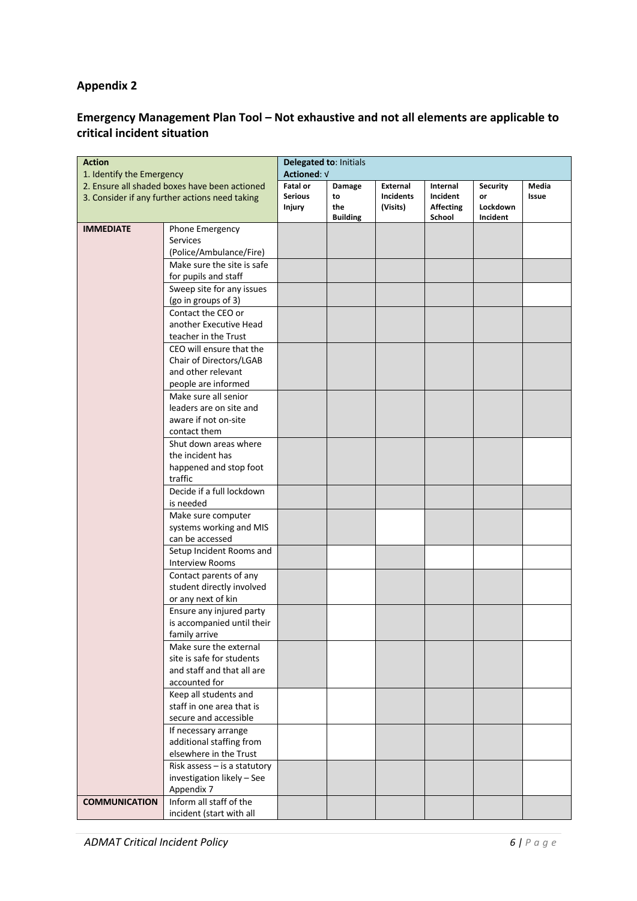## Appendix 2

## Emergency Management Plan Tool – Not exhaustive and not all elements are applicable to critical incident situation

| Action<br>1. Identify the Emergency<br>2. Ensure all shaded boxes have been actioned<br>3. Consider if any further actions need taking | | Delegated to: Initials<br>Actioned: √ | | | | | |
|---|---|---|---|---|---|---|---|
| | | Fatal or Serious Injury | Damage to the Building | External Incidents (Visits) | Internal Incident Affecting School | Security or Lockdown Incident | Media Issue |
| IMMEDIATE | Phone Emergency Services (Police/Ambulance/Fire) | | | | | | |
| | Make sure the site is safe for pupils and staff | | | | | | |
| | Sweep site for any issues (go in groups of 3) | | | | | | |
| | Contact the CEO or another Executive Head teacher in the Trust | | | | | | |
| | CEO will ensure that the Chair of Directors/LGAB and other relevant people are informed | | | | | | |
| | Make sure all senior leaders are on site and aware if not on-site contact them | | | | | | |
| | Shut down areas where the incident has happened and stop foot traffic | | | | | | |
| | Decide if a full lockdown is needed | | | | | | |
| | Make sure computer systems working and MIS can be accessed | | | | | | |
| | Setup Incident Rooms and Interview Rooms | | | | | | |
| | Contact parents of any student directly involved or any next of kin | | | | | | |
| | Ensure any injured party is accompanied until their family arrive | | | | | | |
| | Make sure the external site is safe for students and staff and that all are accounted for | | | | | | |
| | Keep all students and staff in one area that is secure and accessible | | | | | | |
| | If necessary arrange additional staffing from elsewhere in the Trust | | | | | | |
| | Risk assess – is a statutory investigation likely – See Appendix 7 | | | | | | |
| COMMUNICATION | Inform all staff of the incident (start with all | | | | | | |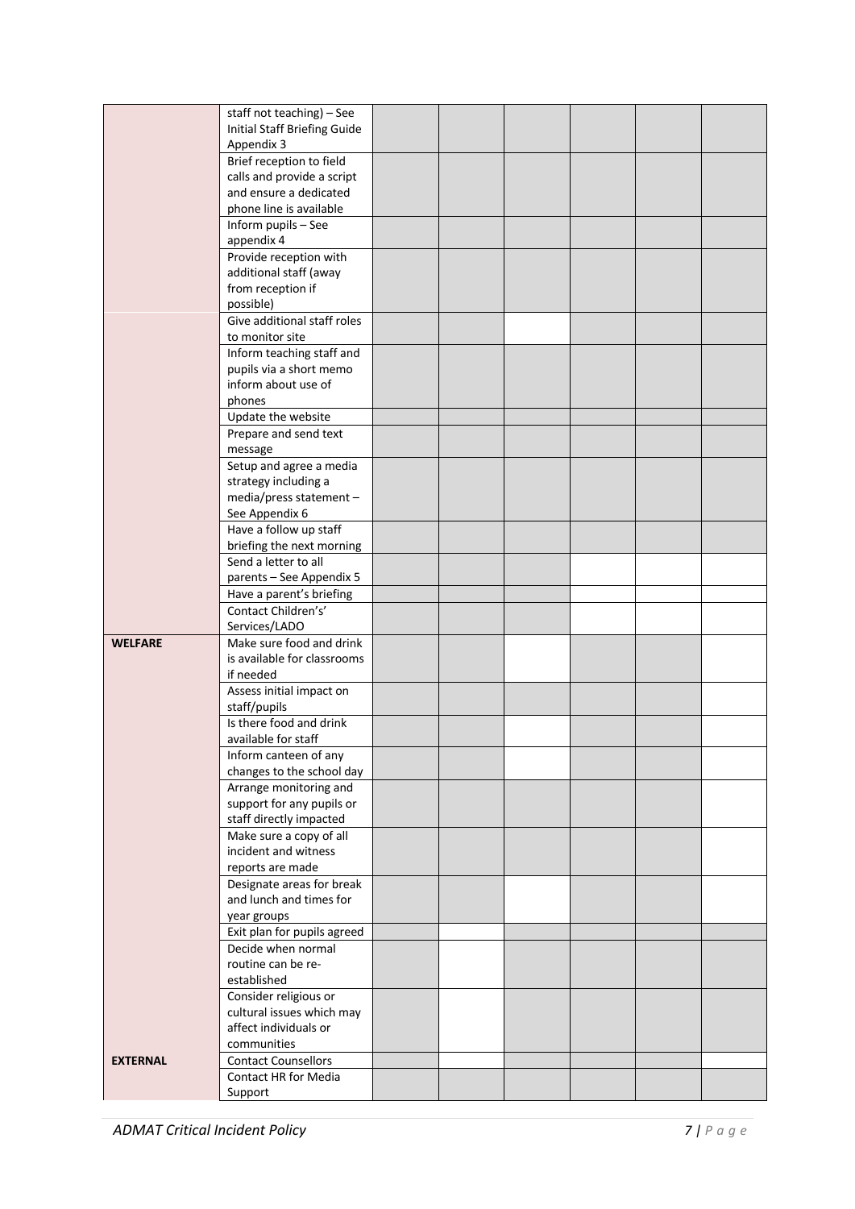| | | | | | | | |
|---|---|---|---|---|---|---|---|
| | staff not teaching) – See Initial Staff Briefing Guide Appendix 3 | | | | | | |
| | Brief reception to field calls and provide a script and ensure a dedicated phone line is available | | | | | | |
| | Inform pupils – See appendix 4 | | | | | | |
| | Provide reception with additional staff (away from reception if possible) | | | | | | |
| | Give additional staff roles to monitor site | | | | | | |
| | Inform teaching staff and pupils via a short memo inform about use of phones | | | | | | |
| | Update the website | | | | | | |
| | Prepare and send text message | | | | | | |
| | Setup and agree a media strategy including a media/press statement – See Appendix 6 | | | | | | |
| | Have a follow up staff briefing the next morning | | | | | | |
| | Send a letter to all parents – See Appendix 5 | | | | | | |
| | Have a parent's briefing | | | | | | |
| | Contact Children's' Services/LADO | | | | | | |
| **WELFARE** | Make sure food and drink is available for classrooms if needed | | | | | | |
| | Assess initial impact on staff/pupils | | | | | | |
| | Is there food and drink available for staff | | | | | | |
| | Inform canteen of any changes to the school day | | | | | | |
| | Arrange monitoring and support for any pupils or staff directly impacted | | | | | | |
| | Make sure a copy of all incident and witness reports are made | | | | | | |
| | Designate areas for break and lunch and times for year groups | | | | | | |
| | Exit plan for pupils agreed | | | | | | |
| | Decide when normal routine can be re-established | | | | | | |
| | Consider religious or cultural issues which may affect individuals or communities | | | | | | |
| **EXTERNAL** | Contact Counsellors | | | | | | |
| | Contact HR for Media Support | | | | | | |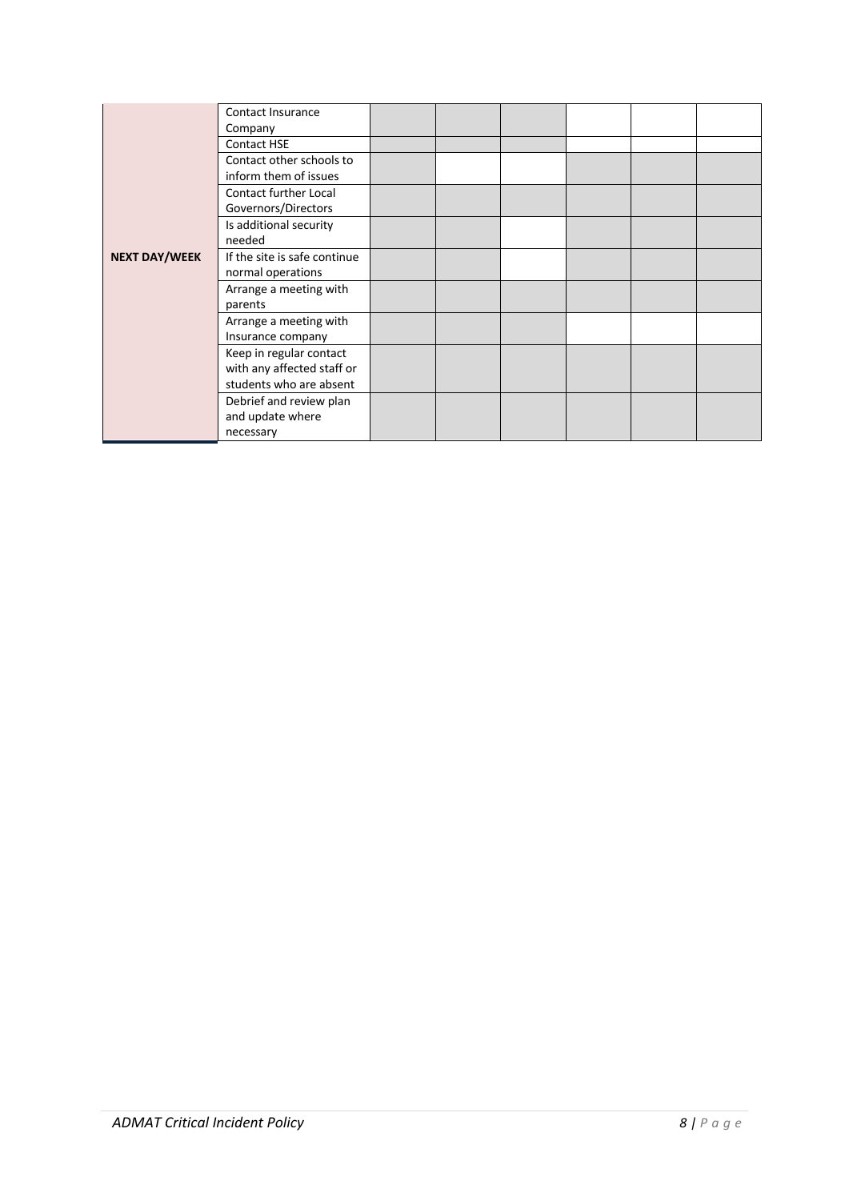| | | | | | | | |
|---|---|---|---|---|---|---|---|
| **NEXT DAY/WEEK** | Contact Insurance Company | | | | | | |
| | Contact HSE | | | | | | |
| | Contact other schools to inform them of issues | | | | | | |
| | Contact further Local Governors/Directors | | | | | | |
| | Is additional security needed | | | | | | |
| | If the site is safe continue normal operations | | | | | | |
| | Arrange a meeting with parents | | | | | | |
| | Arrange a meeting with Insurance company | | | | | | |
| | Keep in regular contact with any affected staff or students who are absent | | | | | | |
| | Debrief and review plan and update where necessary | | | | | | |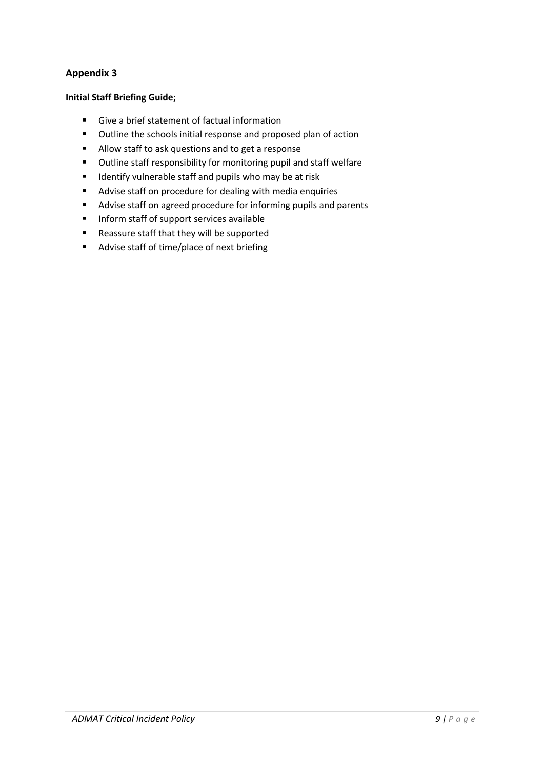## Appendix 3

**Initial Staff Briefing Guide;**

- Give a brief statement of factual information
- Outline the schools initial response and proposed plan of action
- Allow staff to ask questions and to get a response
- Outline staff responsibility for monitoring pupil and staff welfare
- Identify vulnerable staff and pupils who may be at risk
- Advise staff on procedure for dealing with media enquiries
- Advise staff on agreed procedure for informing pupils and parents
- Inform staff of support services available
- Reassure staff that they will be supported
- Advise staff of time/place of next briefing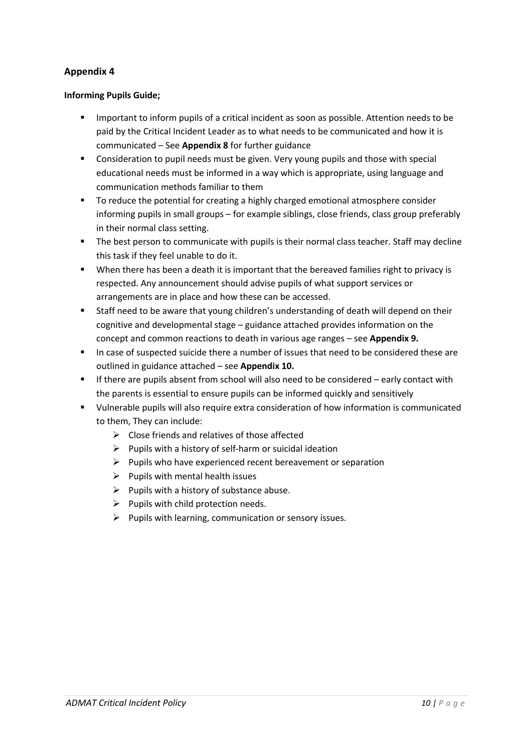## Appendix 4

**Informing Pupils Guide;**

- Important to inform pupils of a critical incident as soon as possible. Attention needs to be paid by the Critical Incident Leader as to what needs to be communicated and how it is communicated – See **Appendix 8** for further guidance
- Consideration to pupil needs must be given. Very young pupils and those with special educational needs must be informed in a way which is appropriate, using language and communication methods familiar to them
- To reduce the potential for creating a highly charged emotional atmosphere consider informing pupils in small groups – for example siblings, close friends, class group preferably in their normal class setting.
- The best person to communicate with pupils is their normal class teacher. Staff may decline this task if they feel unable to do it.
- When there has been a death it is important that the bereaved families right to privacy is respected. Any announcement should advise pupils of what support services or arrangements are in place and how these can be accessed.
- Staff need to be aware that young children's understanding of death will depend on their cognitive and developmental stage – guidance attached provides information on the concept and common reactions to death in various age ranges – see **Appendix 9.**
- In case of suspected suicide there a number of issues that need to be considered these are outlined in guidance attached – see **Appendix 10.**
- If there are pupils absent from school will also need to be considered – early contact with the parents is essential to ensure pupils can be informed quickly and sensitively
- Vulnerable pupils will also require extra consideration of how information is communicated to them, They can include:
  - Close friends and relatives of those affected
  - Pupils with a history of self-harm or suicidal ideation
  - Pupils who have experienced recent bereavement or separation
  - Pupils with mental health issues
  - Pupils with a history of substance abuse.
  - Pupils with child protection needs.
  - Pupils with learning, communication or sensory issues.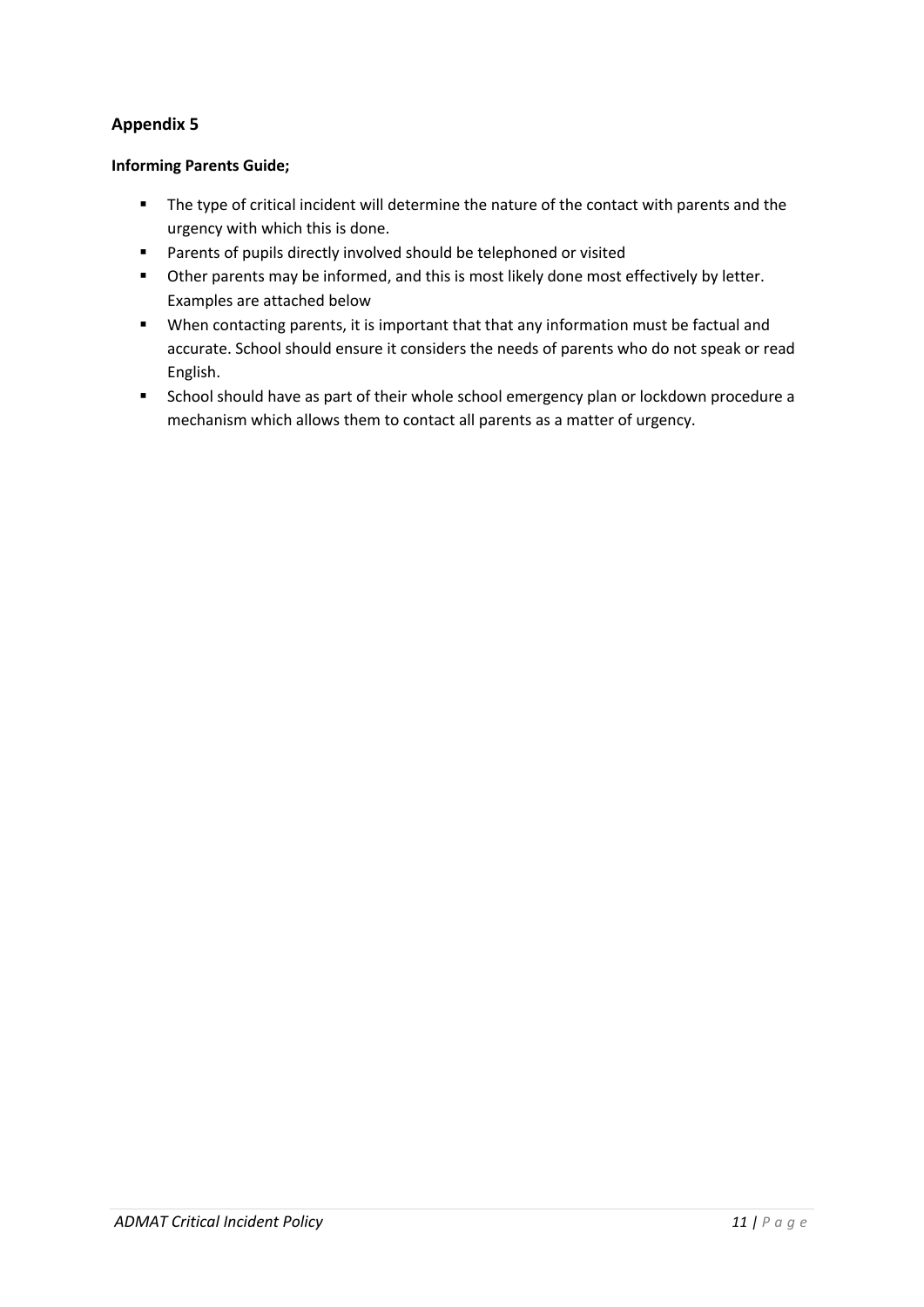## Appendix 5

**Informing Parents Guide;**

- The type of critical incident will determine the nature of the contact with parents and the urgency with which this is done.
- Parents of pupils directly involved should be telephoned or visited
- Other parents may be informed, and this is most likely done most effectively by letter. Examples are attached below
- When contacting parents, it is important that that any information must be factual and accurate. School should ensure it considers the needs of parents who do not speak or read English.
- School should have as part of their whole school emergency plan or lockdown procedure a mechanism which allows them to contact all parents as a matter of urgency.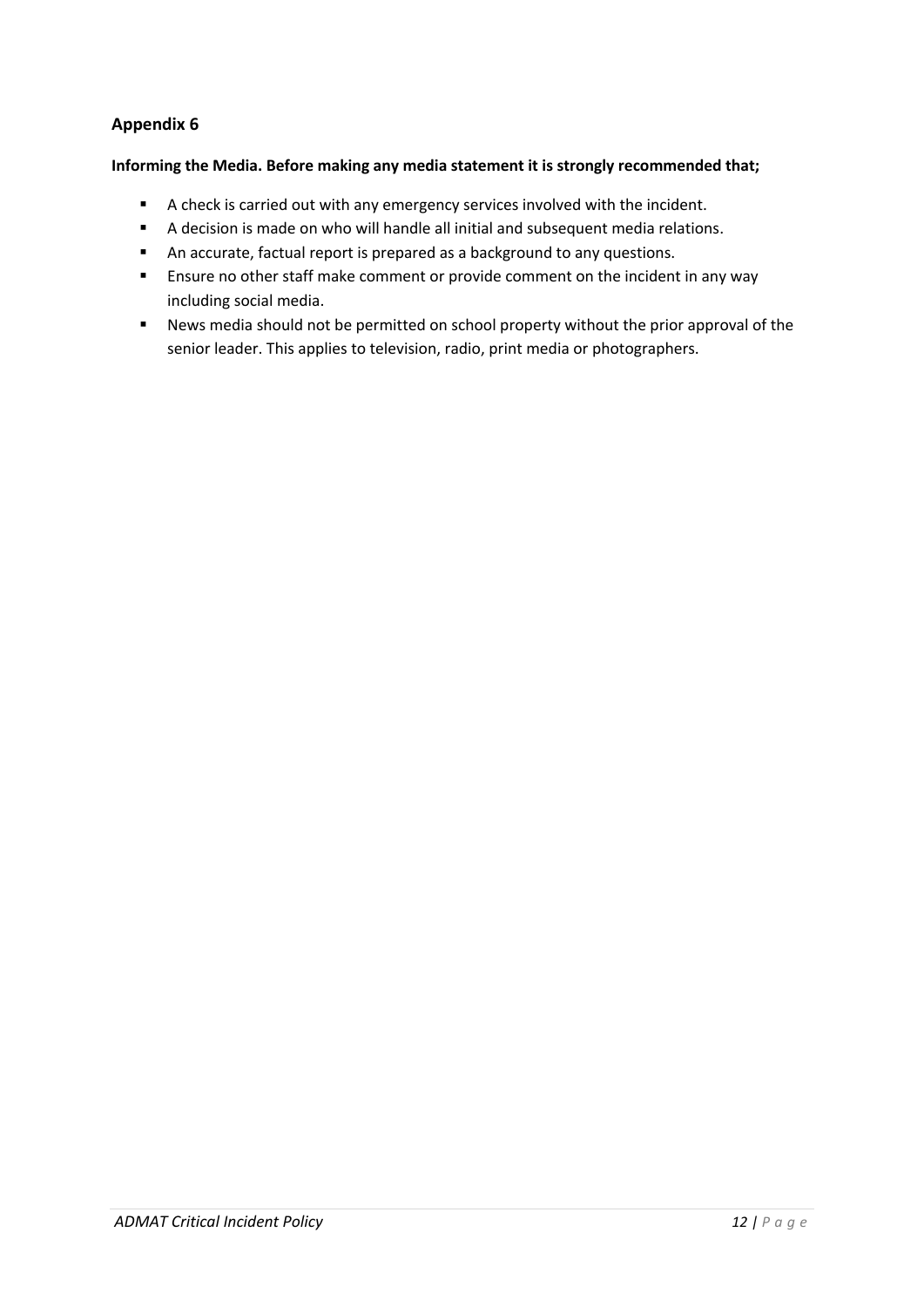## Appendix 6

**Informing the Media. Before making any media statement it is strongly recommended that;**

- A check is carried out with any emergency services involved with the incident.
- A decision is made on who will handle all initial and subsequent media relations.
- An accurate, factual report is prepared as a background to any questions.
- Ensure no other staff make comment or provide comment on the incident in any way including social media.
- News media should not be permitted on school property without the prior approval of the senior leader. This applies to television, radio, print media or photographers.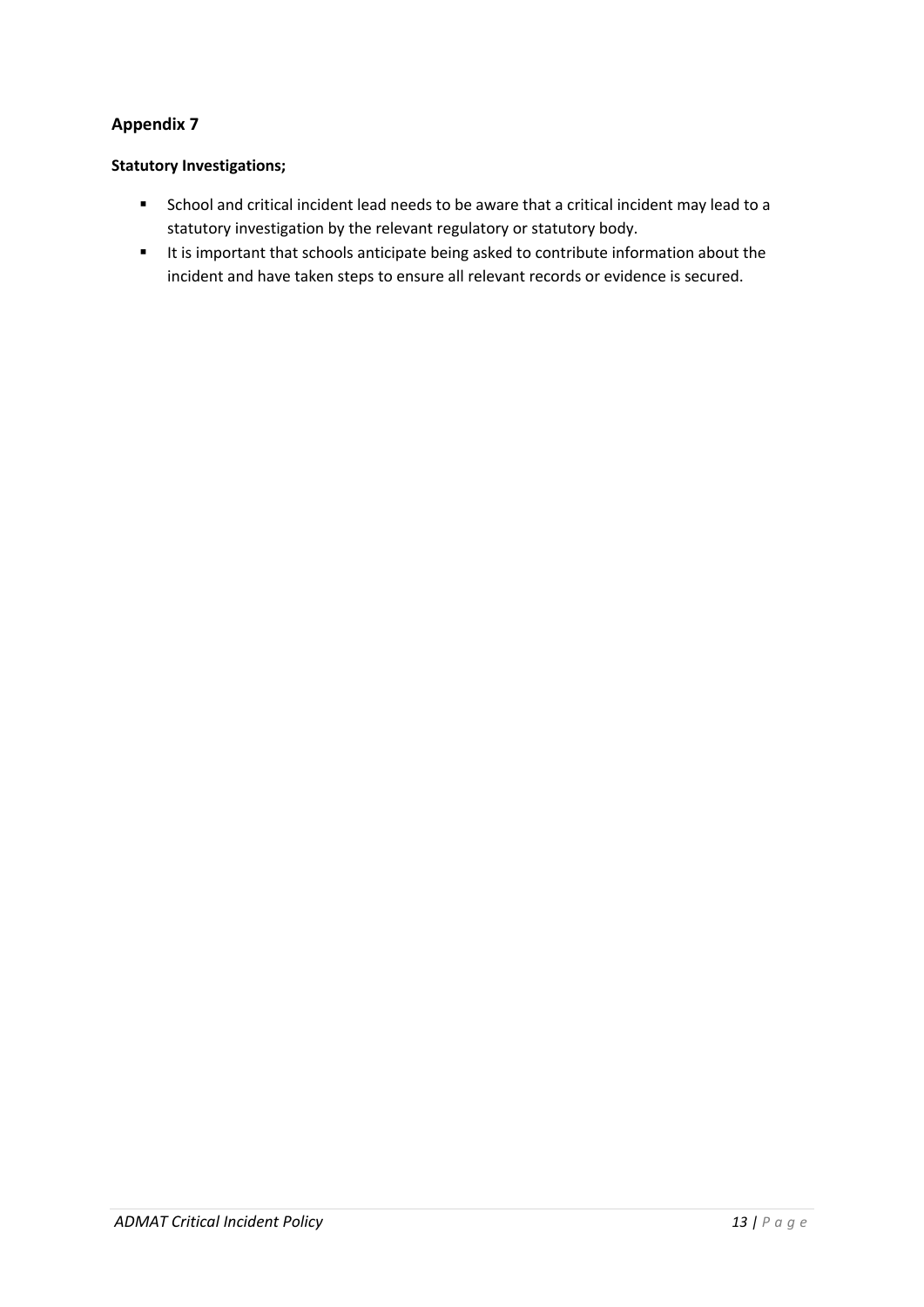## Appendix 7

**Statutory Investigations;**

- School and critical incident lead needs to be aware that a critical incident may lead to a statutory investigation by the relevant regulatory or statutory body.
- It is important that schools anticipate being asked to contribute information about the incident and have taken steps to ensure all relevant records or evidence is secured.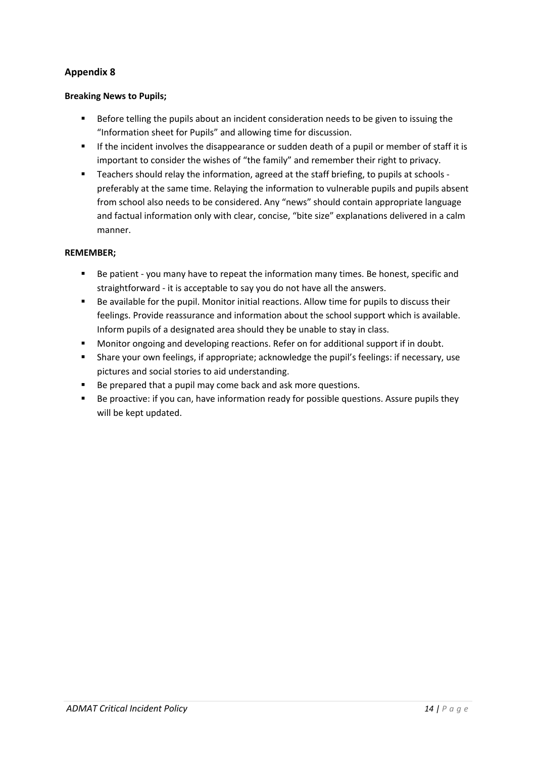## Appendix 8

**Breaking News to Pupils;**

- Before telling the pupils about an incident consideration needs to be given to issuing the "Information sheet for Pupils" and allowing time for discussion.
- If the incident involves the disappearance or sudden death of a pupil or member of staff it is important to consider the wishes of "the family" and remember their right to privacy.
- Teachers should relay the information, agreed at the staff briefing, to pupils at schools - preferably at the same time. Relaying the information to vulnerable pupils and pupils absent from school also needs to be considered. Any "news" should contain appropriate language and factual information only with clear, concise, "bite size" explanations delivered in a calm manner.

**REMEMBER;**

- Be patient - you many have to repeat the information many times. Be honest, specific and straightforward - it is acceptable to say you do not have all the answers.
- Be available for the pupil. Monitor initial reactions. Allow time for pupils to discuss their feelings. Provide reassurance and information about the school support which is available. Inform pupils of a designated area should they be unable to stay in class.
- Monitor ongoing and developing reactions. Refer on for additional support if in doubt.
- Share your own feelings, if appropriate; acknowledge the pupil's feelings: if necessary, use pictures and social stories to aid understanding.
- Be prepared that a pupil may come back and ask more questions.
- Be proactive: if you can, have information ready for possible questions. Assure pupils they will be kept updated.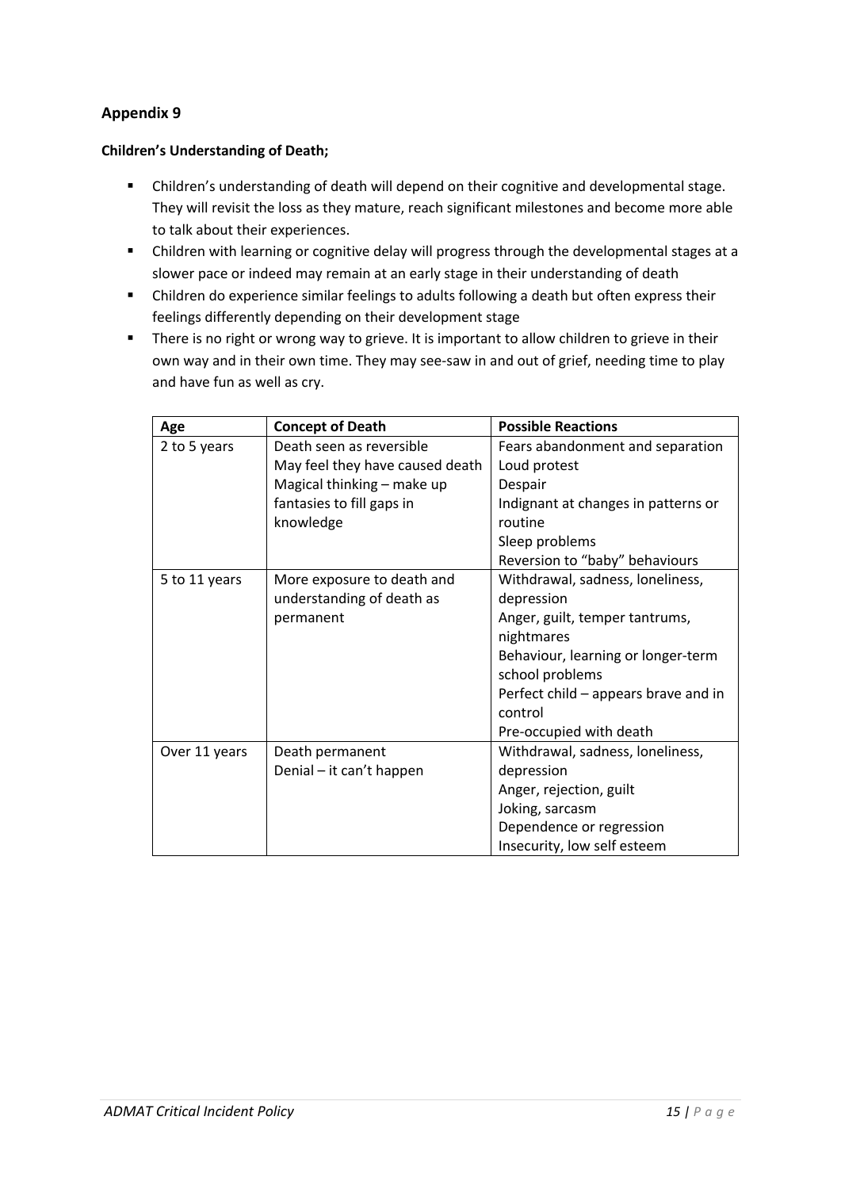## Appendix 9

**Children's Understanding of Death;**

- Children's understanding of death will depend on their cognitive and developmental stage. They will revisit the loss as they mature, reach significant milestones and become more able to talk about their experiences.
- Children with learning or cognitive delay will progress through the developmental stages at a slower pace or indeed may remain at an early stage in their understanding of death
- Children do experience similar feelings to adults following a death but often express their feelings differently depending on their development stage
- There is no right or wrong way to grieve. It is important to allow children to grieve in their own way and in their own time. They may see-saw in and out of grief, needing time to play and have fun as well as cry.

| Age | Concept of Death | Possible Reactions |
|---|---|---|
| 2 to 5 years | Death seen as reversible<br>May feel they have caused death<br>Magical thinking – make up fantasies to fill gaps in knowledge | Fears abandonment and separation<br>Loud protest<br>Despair<br>Indignant at changes in patterns or routine<br>Sleep problems<br>Reversion to "baby" behaviours |
| 5 to 11 years | More exposure to death and understanding of death as permanent | Withdrawal, sadness, loneliness, depression<br>Anger, guilt, temper tantrums, nightmares<br>Behaviour, learning or longer-term school problems<br>Perfect child – appears brave and in control<br>Pre-occupied with death |
| Over 11 years | Death permanent<br>Denial – it can't happen | Withdrawal, sadness, loneliness, depression<br>Anger, rejection, guilt<br>Joking, sarcasm<br>Dependence or regression<br>Insecurity, low self esteem |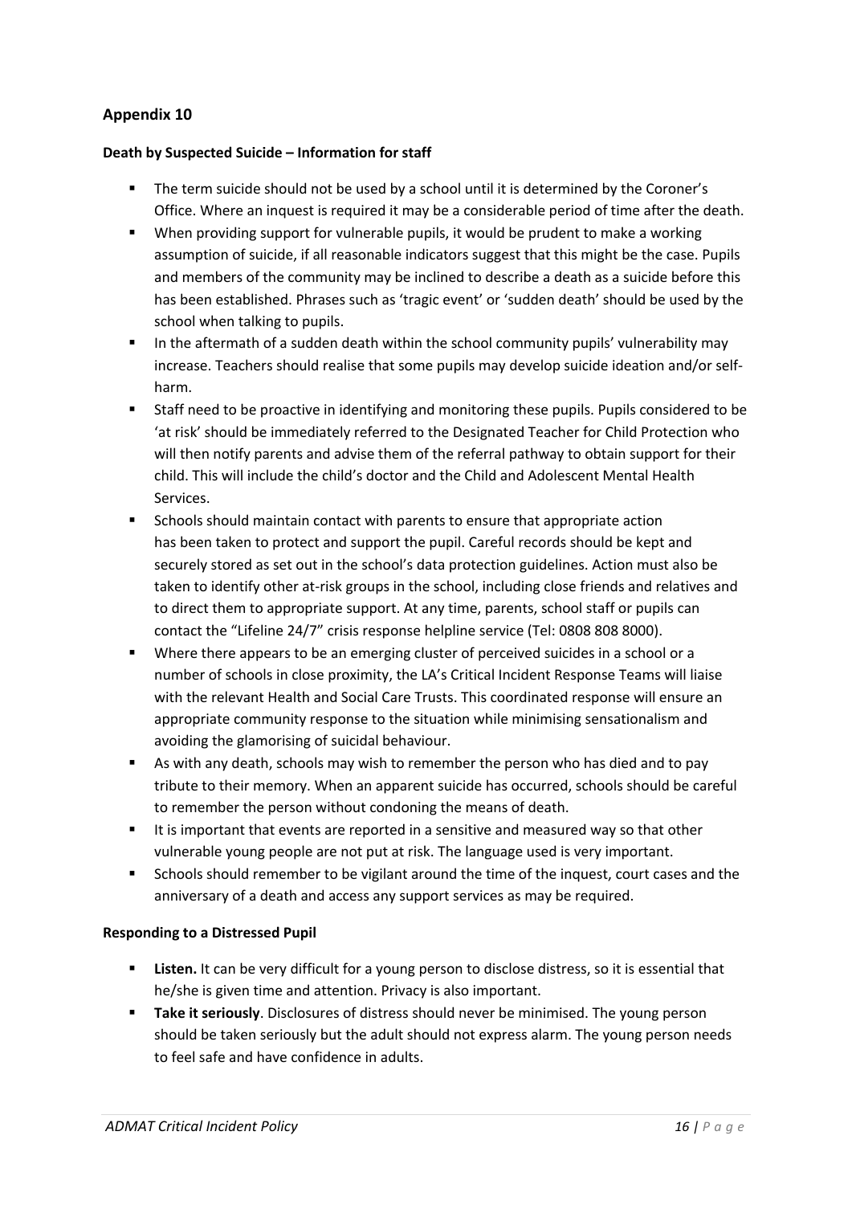## Appendix 10

### Death by Suspected Suicide – Information for staff

- The term suicide should not be used by a school until it is determined by the Coroner's Office. Where an inquest is required it may be a considerable period of time after the death.
- When providing support for vulnerable pupils, it would be prudent to make a working assumption of suicide, if all reasonable indicators suggest that this might be the case. Pupils and members of the community may be inclined to describe a death as a suicide before this has been established. Phrases such as 'tragic event' or 'sudden death' should be used by the school when talking to pupils.
- In the aftermath of a sudden death within the school community pupils' vulnerability may increase. Teachers should realise that some pupils may develop suicide ideation and/or self-harm.
- Staff need to be proactive in identifying and monitoring these pupils. Pupils considered to be 'at risk' should be immediately referred to the Designated Teacher for Child Protection who will then notify parents and advise them of the referral pathway to obtain support for their child. This will include the child's doctor and the Child and Adolescent Mental Health Services.
- Schools should maintain contact with parents to ensure that appropriate action has been taken to protect and support the pupil. Careful records should be kept and securely stored as set out in the school's data protection guidelines. Action must also be taken to identify other at-risk groups in the school, including close friends and relatives and to direct them to appropriate support. At any time, parents, school staff or pupils can contact the "Lifeline 24/7" crisis response helpline service (Tel: 0808 808 8000).
- Where there appears to be an emerging cluster of perceived suicides in a school or a number of schools in close proximity, the LA's Critical Incident Response Teams will liaise with the relevant Health and Social Care Trusts. This coordinated response will ensure an appropriate community response to the situation while minimising sensationalism and avoiding the glamorising of suicidal behaviour.
- As with any death, schools may wish to remember the person who has died and to pay tribute to their memory. When an apparent suicide has occurred, schools should be careful to remember the person without condoning the means of death.
- It is important that events are reported in a sensitive and measured way so that other vulnerable young people are not put at risk. The language used is very important.
- Schools should remember to be vigilant around the time of the inquest, court cases and the anniversary of a death and access any support services as may be required.

### Responding to a Distressed Pupil

- **Listen.** It can be very difficult for a young person to disclose distress, so it is essential that he/she is given time and attention. Privacy is also important.
- **Take it seriously**. Disclosures of distress should never be minimised. The young person should be taken seriously but the adult should not express alarm. The young person needs to feel safe and have confidence in adults.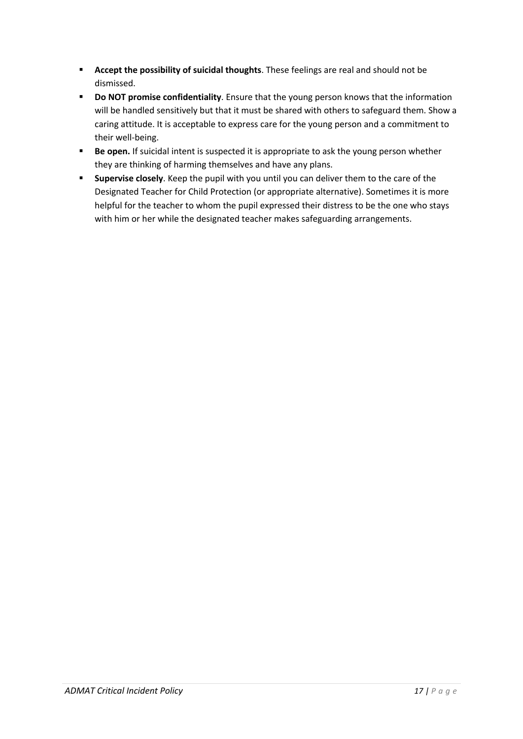- **Accept the possibility of suicidal thoughts**. These feelings are real and should not be dismissed.
- **Do NOT promise confidentiality**. Ensure that the young person knows that the information will be handled sensitively but that it must be shared with others to safeguard them. Show a caring attitude. It is acceptable to express care for the young person and a commitment to their well-being.
- **Be open.** If suicidal intent is suspected it is appropriate to ask the young person whether they are thinking of harming themselves and have any plans.
- **Supervise closely**. Keep the pupil with you until you can deliver them to the care of the Designated Teacher for Child Protection (or appropriate alternative). Sometimes it is more helpful for the teacher to whom the pupil expressed their distress to be the one who stays with him or her while the designated teacher makes safeguarding arrangements.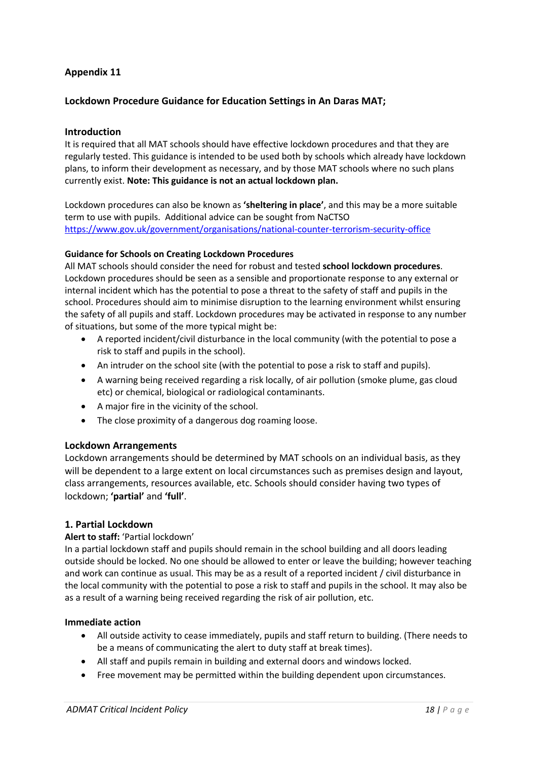**Appendix 11**

**Lockdown Procedure Guidance for Education Settings in An Daras MAT;**

**Introduction**

It is required that all MAT schools should have effective lockdown procedures and that they are regularly tested. This guidance is intended to be used both by schools which already have lockdown plans, to inform their development as necessary, and by those MAT schools where no such plans currently exist. **Note: This guidance is not an actual lockdown plan.**

Lockdown procedures can also be known as **'sheltering in place'**, and this may be a more suitable term to use with pupils. Additional advice can be sought from NaCTSO https://www.gov.uk/government/organisations/national-counter-terrorism-security-office

**Guidance for Schools on Creating Lockdown Procedures**

All MAT schools should consider the need for robust and tested **school lockdown procedures**. Lockdown procedures should be seen as a sensible and proportionate response to any external or internal incident which has the potential to pose a threat to the safety of staff and pupils in the school. Procedures should aim to minimise disruption to the learning environment whilst ensuring the safety of all pupils and staff. Lockdown procedures may be activated in response to any number of situations, but some of the more typical might be:

- A reported incident/civil disturbance in the local community (with the potential to pose a risk to staff and pupils in the school).
- An intruder on the school site (with the potential to pose a risk to staff and pupils).
- A warning being received regarding a risk locally, of air pollution (smoke plume, gas cloud etc) or chemical, biological or radiological contaminants.
- A major fire in the vicinity of the school.
- The close proximity of a dangerous dog roaming loose.

**Lockdown Arrangements**

Lockdown arrangements should be determined by MAT schools on an individual basis, as they will be dependent to a large extent on local circumstances such as premises design and layout, class arrangements, resources available, etc. Schools should consider having two types of lockdown; **'partial'** and **'full'**.

**1. Partial Lockdown**

**Alert to staff:** 'Partial lockdown'

In a partial lockdown staff and pupils should remain in the school building and all doors leading outside should be locked. No one should be allowed to enter or leave the building; however teaching and work can continue as usual. This may be as a result of a reported incident / civil disturbance in the local community with the potential to pose a risk to staff and pupils in the school. It may also be as a result of a warning being received regarding the risk of air pollution, etc.

**Immediate action**

- All outside activity to cease immediately, pupils and staff return to building. (There needs to be a means of communicating the alert to duty staff at break times).
- All staff and pupils remain in building and external doors and windows locked.
- Free movement may be permitted within the building dependent upon circumstances.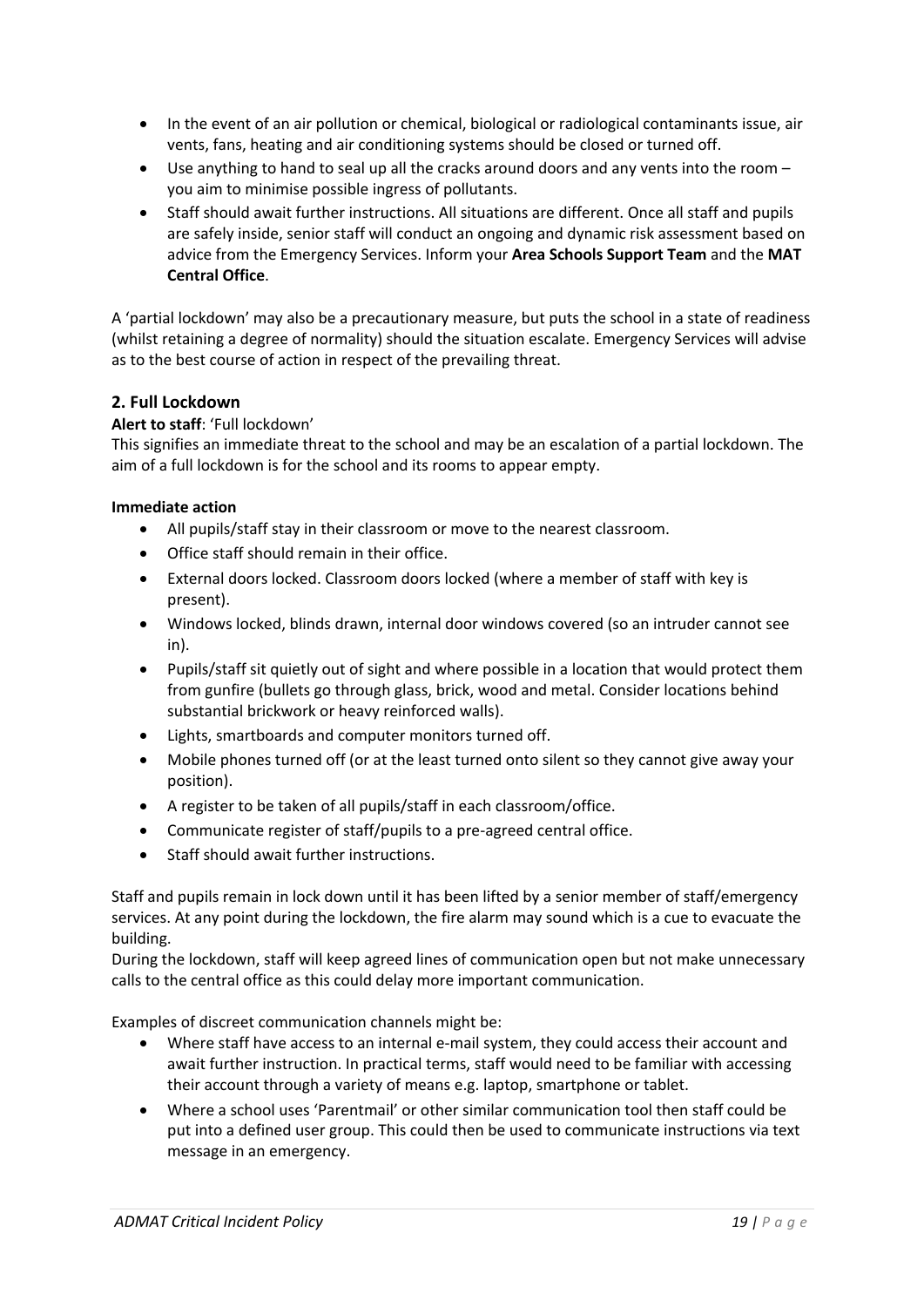- In the event of an air pollution or chemical, biological or radiological contaminants issue, air vents, fans, heating and air conditioning systems should be closed or turned off.
- Use anything to hand to seal up all the cracks around doors and any vents into the room – you aim to minimise possible ingress of pollutants.
- Staff should await further instructions. All situations are different. Once all staff and pupils are safely inside, senior staff will conduct an ongoing and dynamic risk assessment based on advice from the Emergency Services. Inform your **Area Schools Support Team** and the **MAT Central Office**.

A 'partial lockdown' may also be a precautionary measure, but puts the school in a state of readiness (whilst retaining a degree of normality) should the situation escalate. Emergency Services will advise as to the best course of action in respect of the prevailing threat.

## 2. Full Lockdown

**Alert to staff**: 'Full lockdown'

This signifies an immediate threat to the school and may be an escalation of a partial lockdown. The aim of a full lockdown is for the school and its rooms to appear empty.

**Immediate action**

- All pupils/staff stay in their classroom or move to the nearest classroom.
- Office staff should remain in their office.
- External doors locked. Classroom doors locked (where a member of staff with key is present).
- Windows locked, blinds drawn, internal door windows covered (so an intruder cannot see in).
- Pupils/staff sit quietly out of sight and where possible in a location that would protect them from gunfire (bullets go through glass, brick, wood and metal. Consider locations behind substantial brickwork or heavy reinforced walls).
- Lights, smartboards and computer monitors turned off.
- Mobile phones turned off (or at the least turned onto silent so they cannot give away your position).
- A register to be taken of all pupils/staff in each classroom/office.
- Communicate register of staff/pupils to a pre-agreed central office.
- Staff should await further instructions.

Staff and pupils remain in lock down until it has been lifted by a senior member of staff/emergency services. At any point during the lockdown, the fire alarm may sound which is a cue to evacuate the building.

During the lockdown, staff will keep agreed lines of communication open but not make unnecessary calls to the central office as this could delay more important communication.

Examples of discreet communication channels might be:

- Where staff have access to an internal e-mail system, they could access their account and await further instruction. In practical terms, staff would need to be familiar with accessing their account through a variety of means e.g. laptop, smartphone or tablet.
- Where a school uses 'Parentmail' or other similar communication tool then staff could be put into a defined user group. This could then be used to communicate instructions via text message in an emergency.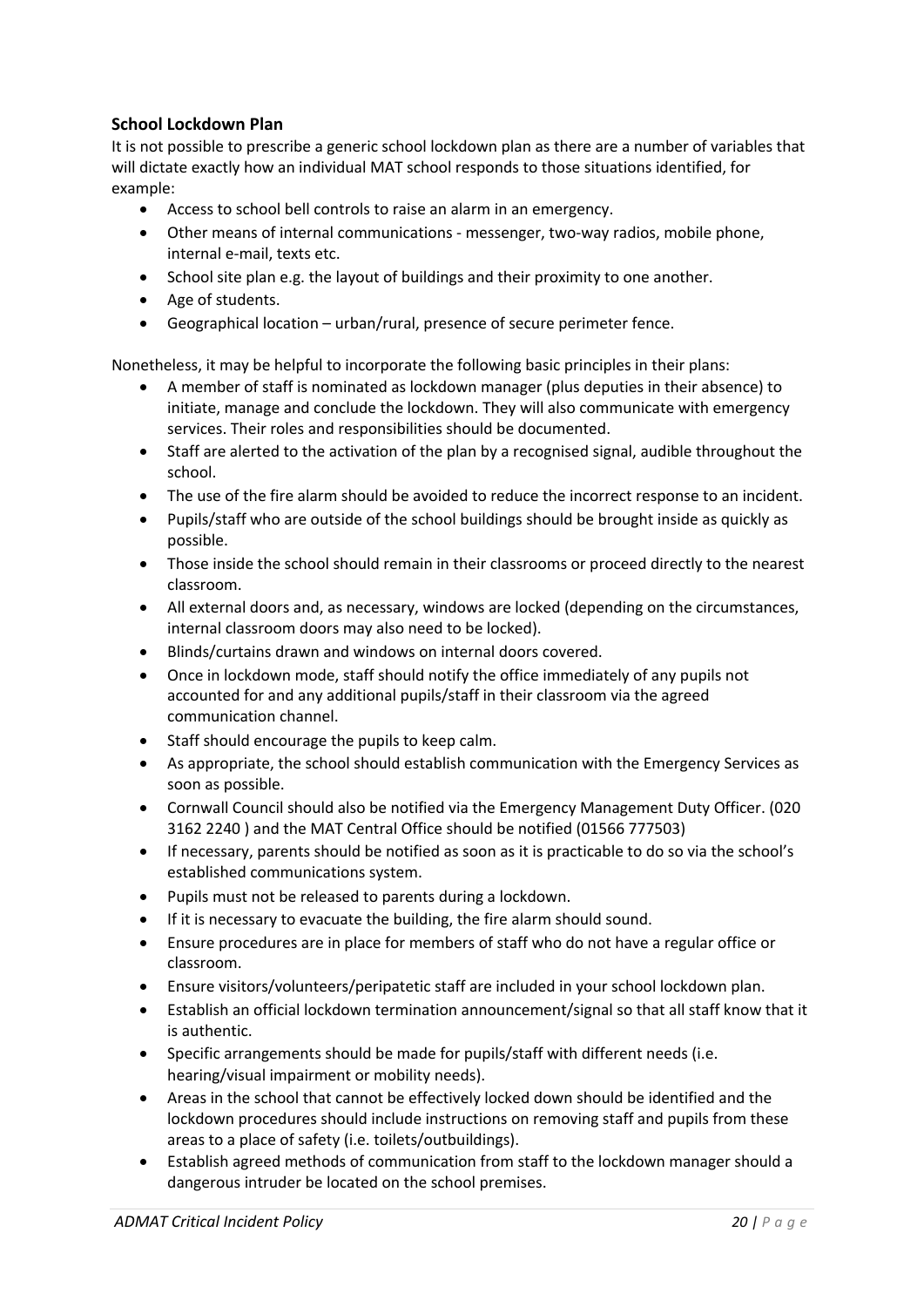### School Lockdown Plan

It is not possible to prescribe a generic school lockdown plan as there are a number of variables that will dictate exactly how an individual MAT school responds to those situations identified, for example:

- Access to school bell controls to raise an alarm in an emergency.
- Other means of internal communications - messenger, two-way radios, mobile phone, internal e-mail, texts etc.
- School site plan e.g. the layout of buildings and their proximity to one another.
- Age of students.
- Geographical location – urban/rural, presence of secure perimeter fence.

Nonetheless, it may be helpful to incorporate the following basic principles in their plans:

- A member of staff is nominated as lockdown manager (plus deputies in their absence) to initiate, manage and conclude the lockdown. They will also communicate with emergency services. Their roles and responsibilities should be documented.
- Staff are alerted to the activation of the plan by a recognised signal, audible throughout the school.
- The use of the fire alarm should be avoided to reduce the incorrect response to an incident.
- Pupils/staff who are outside of the school buildings should be brought inside as quickly as possible.
- Those inside the school should remain in their classrooms or proceed directly to the nearest classroom.
- All external doors and, as necessary, windows are locked (depending on the circumstances, internal classroom doors may also need to be locked).
- Blinds/curtains drawn and windows on internal doors covered.
- Once in lockdown mode, staff should notify the office immediately of any pupils not accounted for and any additional pupils/staff in their classroom via the agreed communication channel.
- Staff should encourage the pupils to keep calm.
- As appropriate, the school should establish communication with the Emergency Services as soon as possible.
- Cornwall Council should also be notified via the Emergency Management Duty Officer. (020 3162 2240 ) and the MAT Central Office should be notified (01566 777503)
- If necessary, parents should be notified as soon as it is practicable to do so via the school's established communications system.
- Pupils must not be released to parents during a lockdown.
- If it is necessary to evacuate the building, the fire alarm should sound.
- Ensure procedures are in place for members of staff who do not have a regular office or classroom.
- Ensure visitors/volunteers/peripatetic staff are included in your school lockdown plan.
- Establish an official lockdown termination announcement/signal so that all staff know that it is authentic.
- Specific arrangements should be made for pupils/staff with different needs (i.e. hearing/visual impairment or mobility needs).
- Areas in the school that cannot be effectively locked down should be identified and the lockdown procedures should include instructions on removing staff and pupils from these areas to a place of safety (i.e. toilets/outbuildings).
- Establish agreed methods of communication from staff to the lockdown manager should a dangerous intruder be located on the school premises.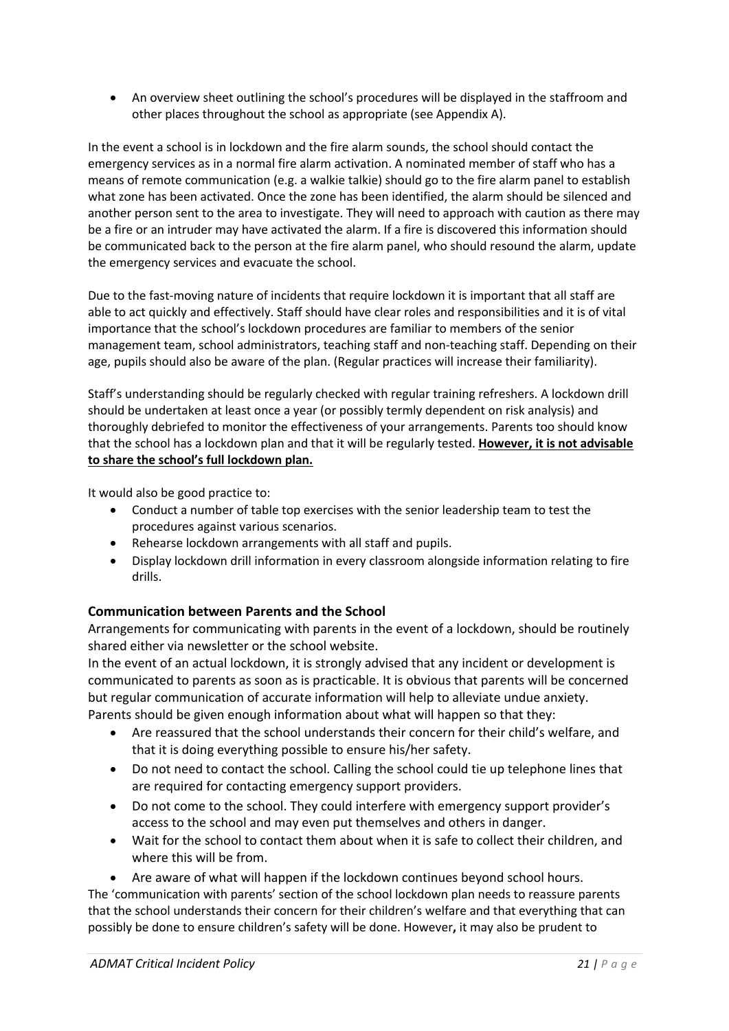- An overview sheet outlining the school's procedures will be displayed in the staffroom and other places throughout the school as appropriate (see Appendix A).

In the event a school is in lockdown and the fire alarm sounds, the school should contact the emergency services as in a normal fire alarm activation. A nominated member of staff who has a means of remote communication (e.g. a walkie talkie) should go to the fire alarm panel to establish what zone has been activated. Once the zone has been identified, the alarm should be silenced and another person sent to the area to investigate. They will need to approach with caution as there may be a fire or an intruder may have activated the alarm. If a fire is discovered this information should be communicated back to the person at the fire alarm panel, who should resound the alarm, update the emergency services and evacuate the school.

Due to the fast-moving nature of incidents that require lockdown it is important that all staff are able to act quickly and effectively. Staff should have clear roles and responsibilities and it is of vital importance that the school's lockdown procedures are familiar to members of the senior management team, school administrators, teaching staff and non-teaching staff. Depending on their age, pupils should also be aware of the plan. (Regular practices will increase their familiarity).

Staff's understanding should be regularly checked with regular training refreshers. A lockdown drill should be undertaken at least once a year (or possibly termly dependent on risk analysis) and thoroughly debriefed to monitor the effectiveness of your arrangements. Parents too should know that the school has a lockdown plan and that it will be regularly tested. **However, it is not advisable to share the school's full lockdown plan.**

It would also be good practice to:

- Conduct a number of table top exercises with the senior leadership team to test the procedures against various scenarios.
- Rehearse lockdown arrangements with all staff and pupils.
- Display lockdown drill information in every classroom alongside information relating to fire drills.

### Communication between Parents and the School

Arrangements for communicating with parents in the event of a lockdown, should be routinely shared either via newsletter or the school website.

In the event of an actual lockdown, it is strongly advised that any incident or development is communicated to parents as soon as is practicable. It is obvious that parents will be concerned but regular communication of accurate information will help to alleviate undue anxiety.

Parents should be given enough information about what will happen so that they:

- Are reassured that the school understands their concern for their child's welfare, and that it is doing everything possible to ensure his/her safety.
- Do not need to contact the school. Calling the school could tie up telephone lines that are required for contacting emergency support providers.
- Do not come to the school. They could interfere with emergency support provider's access to the school and may even put themselves and others in danger.
- Wait for the school to contact them about when it is safe to collect their children, and where this will be from.
- Are aware of what will happen if the lockdown continues beyond school hours.

The 'communication with parents' section of the school lockdown plan needs to reassure parents that the school understands their concern for their children's welfare and that everything that can possibly be done to ensure children's safety will be done. However**,** it may also be prudent to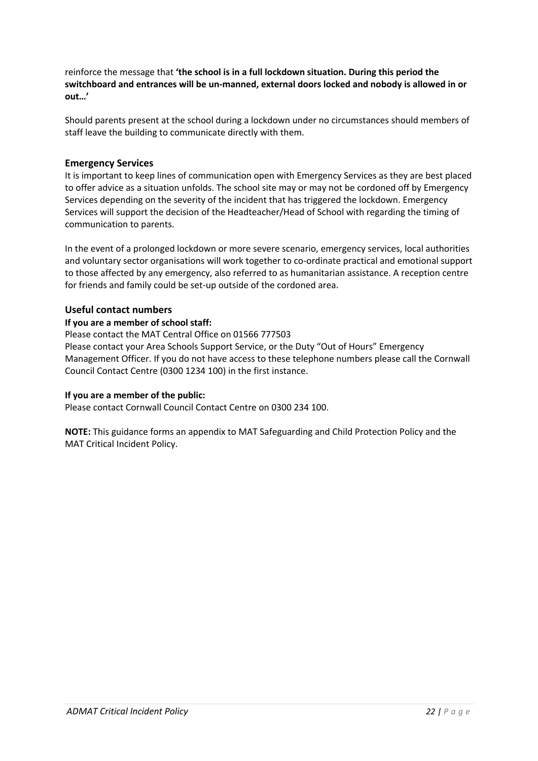reinforce the message that **'the school is in a full lockdown situation. During this period the switchboard and entrances will be un-manned, external doors locked and nobody is allowed in or out…'**

Should parents present at the school during a lockdown under no circumstances should members of staff leave the building to communicate directly with them.

### Emergency Services

It is important to keep lines of communication open with Emergency Services as they are best placed to offer advice as a situation unfolds. The school site may or may not be cordoned off by Emergency Services depending on the severity of the incident that has triggered the lockdown. Emergency Services will support the decision of the Headteacher/Head of School with regarding the timing of communication to parents.

In the event of a prolonged lockdown or more severe scenario, emergency services, local authorities and voluntary sector organisations will work together to co-ordinate practical and emotional support to those affected by any emergency, also referred to as humanitarian assistance. A reception centre for friends and family could be set-up outside of the cordoned area.

### Useful contact numbers

**If you are a member of school staff:**

Please contact the MAT Central Office on 01566 777503
Please contact your Area Schools Support Service, or the Duty "Out of Hours" Emergency Management Officer. If you do not have access to these telephone numbers please call the Cornwall Council Contact Centre (0300 1234 100) in the first instance.

**If you are a member of the public:**

Please contact Cornwall Council Contact Centre on 0300 234 100.

**NOTE:** This guidance forms an appendix to MAT Safeguarding and Child Protection Policy and the MAT Critical Incident Policy.